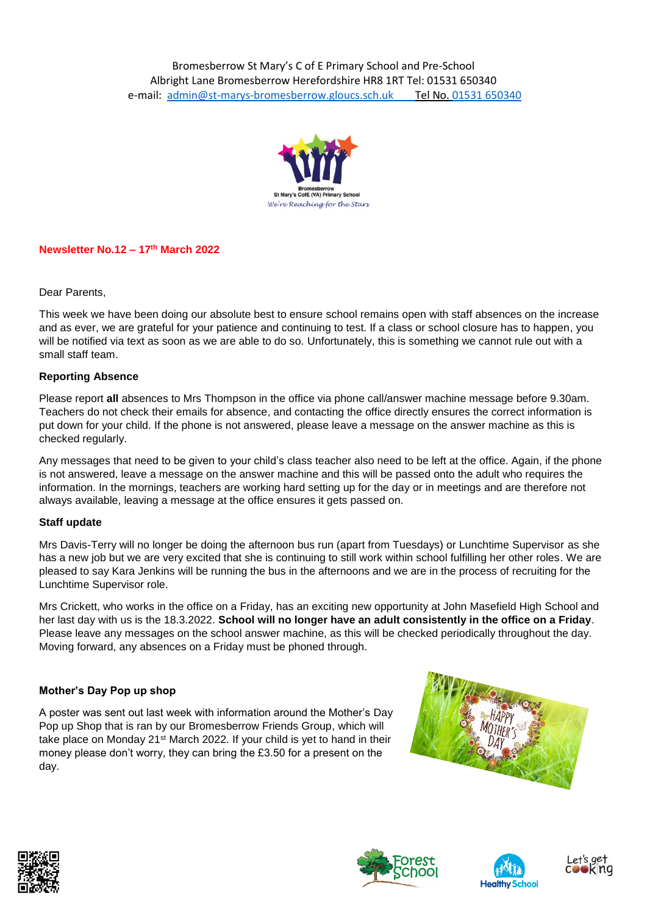Bromesberrow St Mary's C of E Primary School and Pre-School
Albright Lane Bromesberrow Herefordshire HR8 1RT Tel: 01531 650340
e-mail: admin@st-marys-bromesberrow.gloucs.sch.uk Tel No. 01531 650340

Bromesberrow
St Mary's CofE (VA) Primary School
*We're Reaching for the Stars*

**Newsletter No.12 – 17th March 2022**

Dear Parents,

This week we have been doing our absolute best to ensure school remains open with staff absences on the increase and as ever, we are grateful for your patience and continuing to test. If a class or school closure has to happen, you will be notified via text as soon as we are able to do so. Unfortunately, this is something we cannot rule out with a small staff team.

### Reporting Absence

Please report **all** absences to Mrs Thompson in the office via phone call/answer machine message before 9.30am. Teachers do not check their emails for absence, and contacting the office directly ensures the correct information is put down for your child. If the phone is not answered, please leave a message on the answer machine as this is checked regularly.

Any messages that need to be given to your child's class teacher also need to be left at the office. Again, if the phone is not answered, leave a message on the answer machine and this will be passed onto the adult who requires the information. In the mornings, teachers are working hard setting up for the day or in meetings and are therefore not always available, leaving a message at the office ensures it gets passed on.

### Staff update

Mrs Davis-Terry will no longer be doing the afternoon bus run (apart from Tuesdays) or Lunchtime Supervisor as she has a new job but we are very excited that she is continuing to still work within school fulfilling her other roles. We are pleased to say Kara Jenkins will be running the bus in the afternoons and we are in the process of recruiting for the Lunchtime Supervisor role.

Mrs Crickett, who works in the office on a Friday, has an exciting new opportunity at John Masefield High School and her last day with us is the 18.3.2022. **School will no longer have an adult consistently in the office on a Friday**. Please leave any messages on the school answer machine, as this will be checked periodically throughout the day. Moving forward, any absences on a Friday must be phoned through.

### Mother's Day Pop up shop

A poster was sent out last week with information around the Mother's Day Pop up Shop that is ran by our Bromesberrow Friends Group, which will take place on Monday 21st March 2022. If your child is yet to hand in their money please don't worry, they can bring the £3.50 for a present on the day.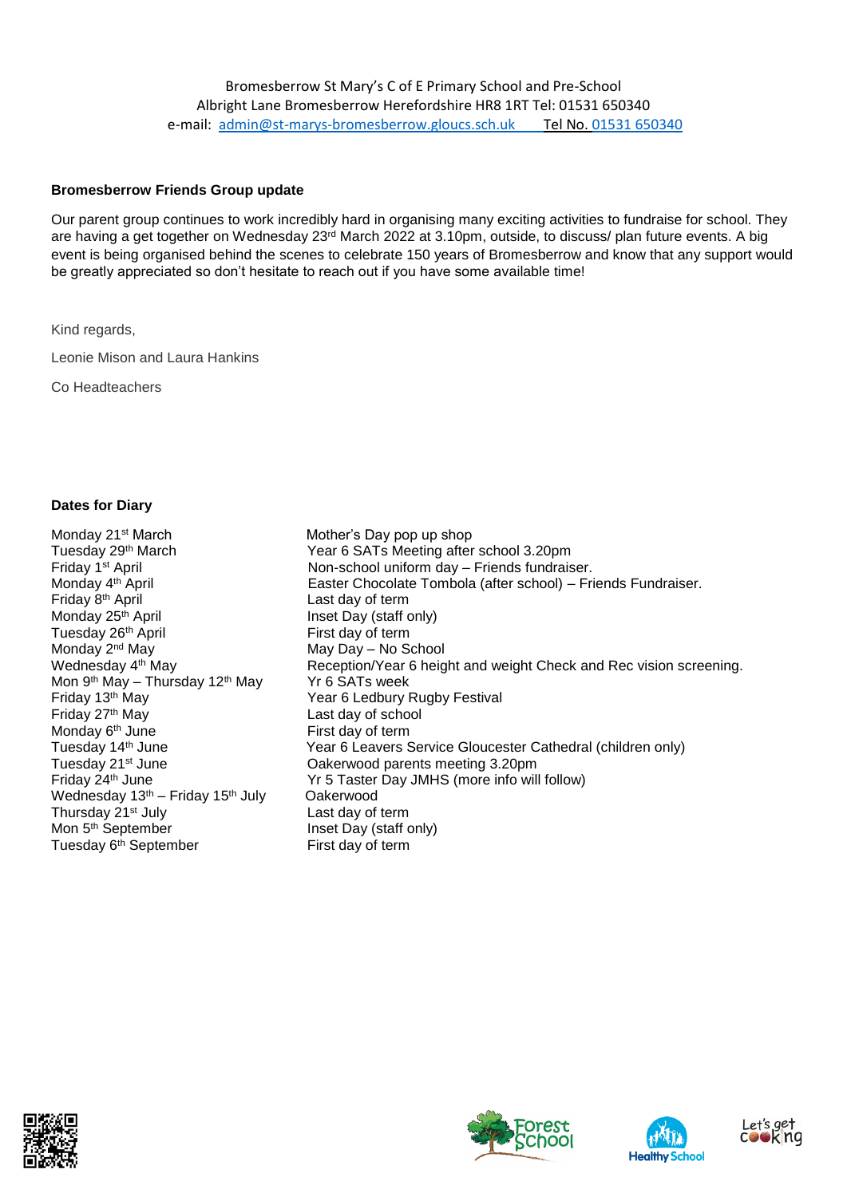Bromesberrow St Mary's C of E Primary School and Pre-School
Albright Lane Bromesberrow Herefordshire HR8 1RT Tel: 01531 650340
e-mail: admin@st-marys-bromesberrow.gloucs.sch.uk Tel No. 01531 650340

**Bromesberrow Friends Group update**

Our parent group continues to work incredibly hard in organising many exciting activities to fundraise for school. They are having a get together on Wednesday 23rd March 2022 at 3.10pm, outside, to discuss/ plan future events. A big event is being organised behind the scenes to celebrate 150 years of Bromesberrow and know that any support would be greatly appreciated so don't hesitate to reach out if you have some available time!

Kind regards,

Leonie Mison and Laura Hankins

Co Headteachers

**Dates for Diary**

| | |
|---|---|
| Monday 21st March | Mother's Day pop up shop |
| Tuesday 29th March | Year 6 SATs Meeting after school 3.20pm |
| Friday 1st April | Non-school uniform day – Friends fundraiser. |
| Monday 4th April | Easter Chocolate Tombola (after school) – Friends Fundraiser. |
| Friday 8th April | Last day of term |
| Monday 25th April | Inset Day (staff only) |
| Tuesday 26th April | First day of term |
| Monday 2nd May | May Day – No School |
| Wednesday 4th May | Reception/Year 6 height and weight Check and Rec vision screening. |
| Mon 9th May – Thursday 12th May | Yr 6 SATs week |
| Friday 13th May | Year 6 Ledbury Rugby Festival |
| Friday 27th May | Last day of school |
| Monday 6th June | First day of term |
| Tuesday 14th June | Year 6 Leavers Service Gloucester Cathedral (children only) |
| Tuesday 21st June | Oakerwood parents meeting 3.20pm |
| Friday 24th June | Yr 5 Taster Day JMHS (more info will follow) |
| Wednesday 13th – Friday 15th July | Oakerwood |
| Thursday 21st July | Last day of term |
| Mon 5th September | Inset Day (staff only) |
| Tuesday 6th September | First day of term |